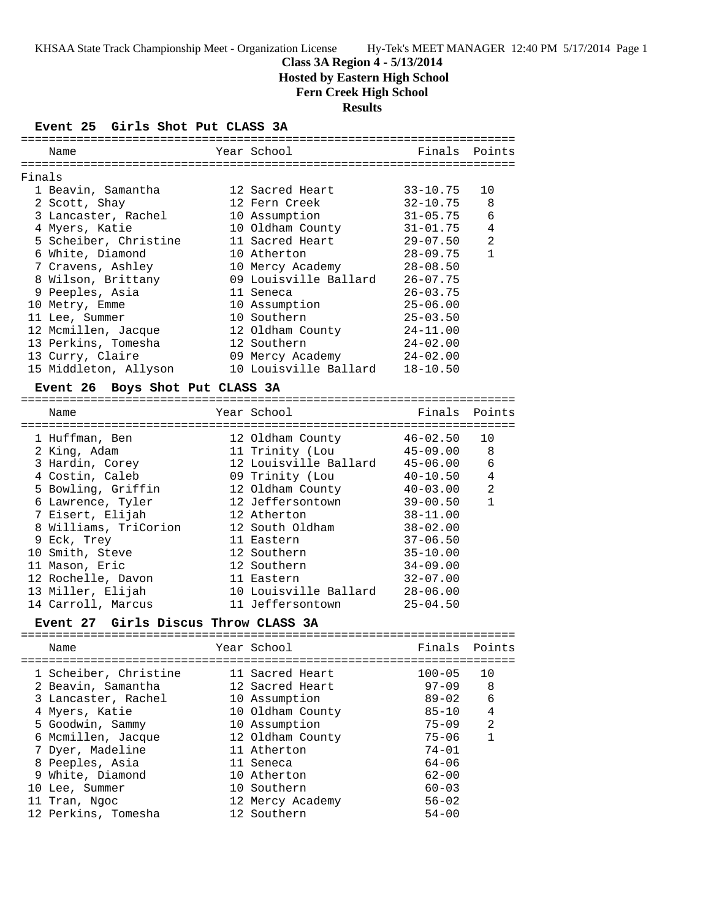**Class 3A Region 4 - 5/13/2014**
**Hosted by Eastern High School**
**Fern Creek High School**
**Results**

## Event 25 Girls Shot Put CLASS 3A

Finals

| | Name | Year | School | Finals | Points |
|---|---|---|---|---|---|
| 1 | Beavin, Samantha | 12 | Sacred Heart | 33-10.75 | 10 |
| 2 | Scott, Shay | 12 | Fern Creek | 32-10.75 | 8 |
| 3 | Lancaster, Rachel | 10 | Assumption | 31-05.75 | 6 |
| 4 | Myers, Katie | 10 | Oldham County | 31-01.75 | 4 |
| 5 | Scheiber, Christine | 11 | Sacred Heart | 29-07.50 | 2 |
| 6 | White, Diamond | 10 | Atherton | 28-09.75 | 1 |
| 7 | Cravens, Ashley | 10 | Mercy Academy | 28-08.50 | |
| 8 | Wilson, Brittany | 09 | Louisville Ballard | 26-07.75 | |
| 9 | Peeples, Asia | 11 | Seneca | 26-03.75 | |
| 10 | Metry, Emme | 10 | Assumption | 25-06.00 | |
| 11 | Lee, Summer | 10 | Southern | 25-03.50 | |
| 12 | Mcmillen, Jacque | 12 | Oldham County | 24-11.00 | |
| 13 | Perkins, Tomesha | 12 | Southern | 24-02.00 | |
| 13 | Curry, Claire | 09 | Mercy Academy | 24-02.00 | |
| 15 | Middleton, Allyson | 10 | Louisville Ballard | 18-10.50 | |

## Event 26 Boys Shot Put CLASS 3A

| | Name | Year | School | Finals | Points |
|---|---|---|---|---|---|
| 1 | Huffman, Ben | 12 | Oldham County | 46-02.50 | 10 |
| 2 | King, Adam | 11 | Trinity (Lou | 45-09.00 | 8 |
| 3 | Hardin, Corey | 12 | Louisville Ballard | 45-06.00 | 6 |
| 4 | Costin, Caleb | 09 | Trinity (Lou | 40-10.50 | 4 |
| 5 | Bowling, Griffin | 12 | Oldham County | 40-03.00 | 2 |
| 6 | Lawrence, Tyler | 12 | Jeffersontown | 39-00.50 | 1 |
| 7 | Eisert, Elijah | 12 | Atherton | 38-11.00 | |
| 8 | Williams, TriCorion | 12 | South Oldham | 38-02.00 | |
| 9 | Eck, Trey | 11 | Eastern | 37-06.50 | |
| 10 | Smith, Steve | 12 | Southern | 35-10.00 | |
| 11 | Mason, Eric | 12 | Southern | 34-09.00 | |
| 12 | Rochelle, Davon | 11 | Eastern | 32-07.00 | |
| 13 | Miller, Elijah | 10 | Louisville Ballard | 28-06.00 | |
| 14 | Carroll, Marcus | 11 | Jeffersontown | 25-04.50 | |

## Event 27 Girls Discus Throw CLASS 3A

| | Name | Year | School | Finals | Points |
|---|---|---|---|---|---|
| 1 | Scheiber, Christine | 11 | Sacred Heart | 100-05 | 10 |
| 2 | Beavin, Samantha | 12 | Sacred Heart | 97-09 | 8 |
| 3 | Lancaster, Rachel | 10 | Assumption | 89-02 | 6 |
| 4 | Myers, Katie | 10 | Oldham County | 85-10 | 4 |
| 5 | Goodwin, Sammy | 10 | Assumption | 75-09 | 2 |
| 6 | Mcmillen, Jacque | 12 | Oldham County | 75-06 | 1 |
| 7 | Dyer, Madeline | 11 | Atherton | 74-01 | |
| 8 | Peeples, Asia | 11 | Seneca | 64-06 | |
| 9 | White, Diamond | 10 | Atherton | 62-00 | |
| 10 | Lee, Summer | 10 | Southern | 60-03 | |
| 11 | Tran, Ngoc | 12 | Mercy Academy | 56-02 | |
| 12 | Perkins, Tomesha | 12 | Southern | 54-00 | |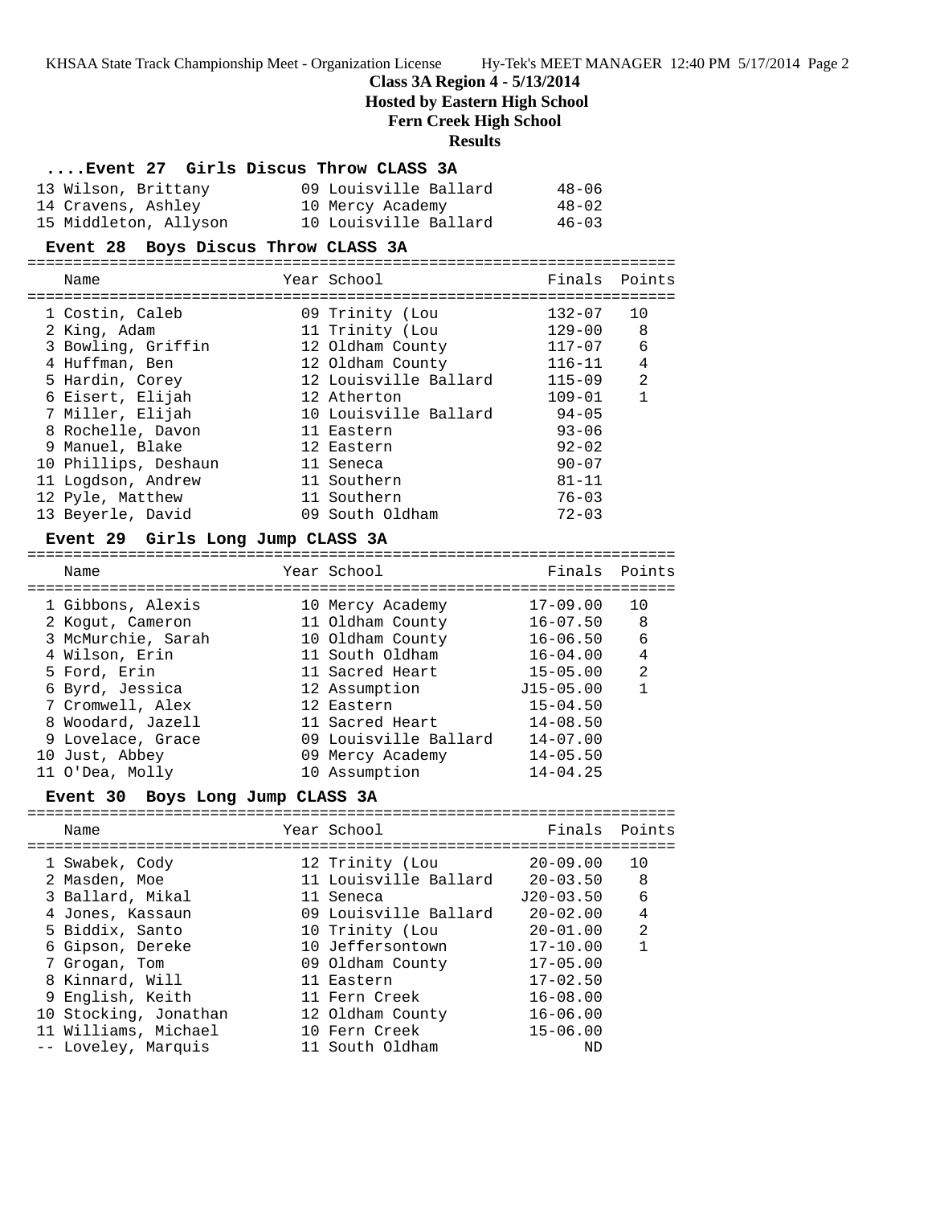**Class 3A Region 4 - 5/13/2014**
**Hosted by Eastern High School**
**Fern Creek High School**
**Results**

### ....Event 27 Girls Discus Throw CLASS 3A

| | | | | |
|---|---|---|---|---|
| 13 | Wilson, Brittany | 09 | Louisville Ballard | 48-06 |
| 14 | Cravens, Ashley | 10 | Mercy Academy | 48-02 |
| 15 | Middleton, Allyson | 10 | Louisville Ballard | 46-03 |

### Event 28 Boys Discus Throw CLASS 3A

| | Name | Year | School | Finals | Points |
|---|---|---|---|---|---|
| 1 | Costin, Caleb | 09 | Trinity (Lou | 132-07 | 10 |
| 2 | King, Adam | 11 | Trinity (Lou | 129-00 | 8 |
| 3 | Bowling, Griffin | 12 | Oldham County | 117-07 | 6 |
| 4 | Huffman, Ben | 12 | Oldham County | 116-11 | 4 |
| 5 | Hardin, Corey | 12 | Louisville Ballard | 115-09 | 2 |
| 6 | Eisert, Elijah | 12 | Atherton | 109-01 | 1 |
| 7 | Miller, Elijah | 10 | Louisville Ballard | 94-05 | |
| 8 | Rochelle, Davon | 11 | Eastern | 93-06 | |
| 9 | Manuel, Blake | 12 | Eastern | 92-02 | |
| 10 | Phillips, Deshaun | 11 | Seneca | 90-07 | |
| 11 | Logdson, Andrew | 11 | Southern | 81-11 | |
| 12 | Pyle, Matthew | 11 | Southern | 76-03 | |
| 13 | Beyerle, David | 09 | South Oldham | 72-03 | |

### Event 29 Girls Long Jump CLASS 3A

| | Name | Year | School | Finals | Points |
|---|---|---|---|---|---|
| 1 | Gibbons, Alexis | 10 | Mercy Academy | 17-09.00 | 10 |
| 2 | Kogut, Cameron | 11 | Oldham County | 16-07.50 | 8 |
| 3 | McMurchie, Sarah | 10 | Oldham County | 16-06.50 | 6 |
| 4 | Wilson, Erin | 11 | South Oldham | 16-04.00 | 4 |
| 5 | Ford, Erin | 11 | Sacred Heart | 15-05.00 | 2 |
| 6 | Byrd, Jessica | 12 | Assumption | J15-05.00 | 1 |
| 7 | Cromwell, Alex | 12 | Eastern | 15-04.50 | |
| 8 | Woodard, Jazell | 11 | Sacred Heart | 14-08.50 | |
| 9 | Lovelace, Grace | 09 | Louisville Ballard | 14-07.00 | |
| 10 | Just, Abbey | 09 | Mercy Academy | 14-05.50 | |
| 11 | O'Dea, Molly | 10 | Assumption | 14-04.25 | |

### Event 30 Boys Long Jump CLASS 3A

| | Name | Year | School | Finals | Points |
|---|---|---|---|---|---|
| 1 | Swabek, Cody | 12 | Trinity (Lou | 20-09.00 | 10 |
| 2 | Masden, Moe | 11 | Louisville Ballard | 20-03.50 | 8 |
| 3 | Ballard, Mikal | 11 | Seneca | J20-03.50 | 6 |
| 4 | Jones, Kassaun | 09 | Louisville Ballard | 20-02.00 | 4 |
| 5 | Biddix, Santo | 10 | Trinity (Lou | 20-01.00 | 2 |
| 6 | Gipson, Dereke | 10 | Jeffersontown | 17-10.00 | 1 |
| 7 | Grogan, Tom | 09 | Oldham County | 17-05.00 | |
| 8 | Kinnard, Will | 11 | Eastern | 17-02.50 | |
| 9 | English, Keith | 11 | Fern Creek | 16-08.00 | |
| 10 | Stocking, Jonathan | 12 | Oldham County | 16-06.00 | |
| 11 | Williams, Michael | 10 | Fern Creek | 15-06.00 | |
| -- | Loveley, Marquis | 11 | South Oldham | ND | |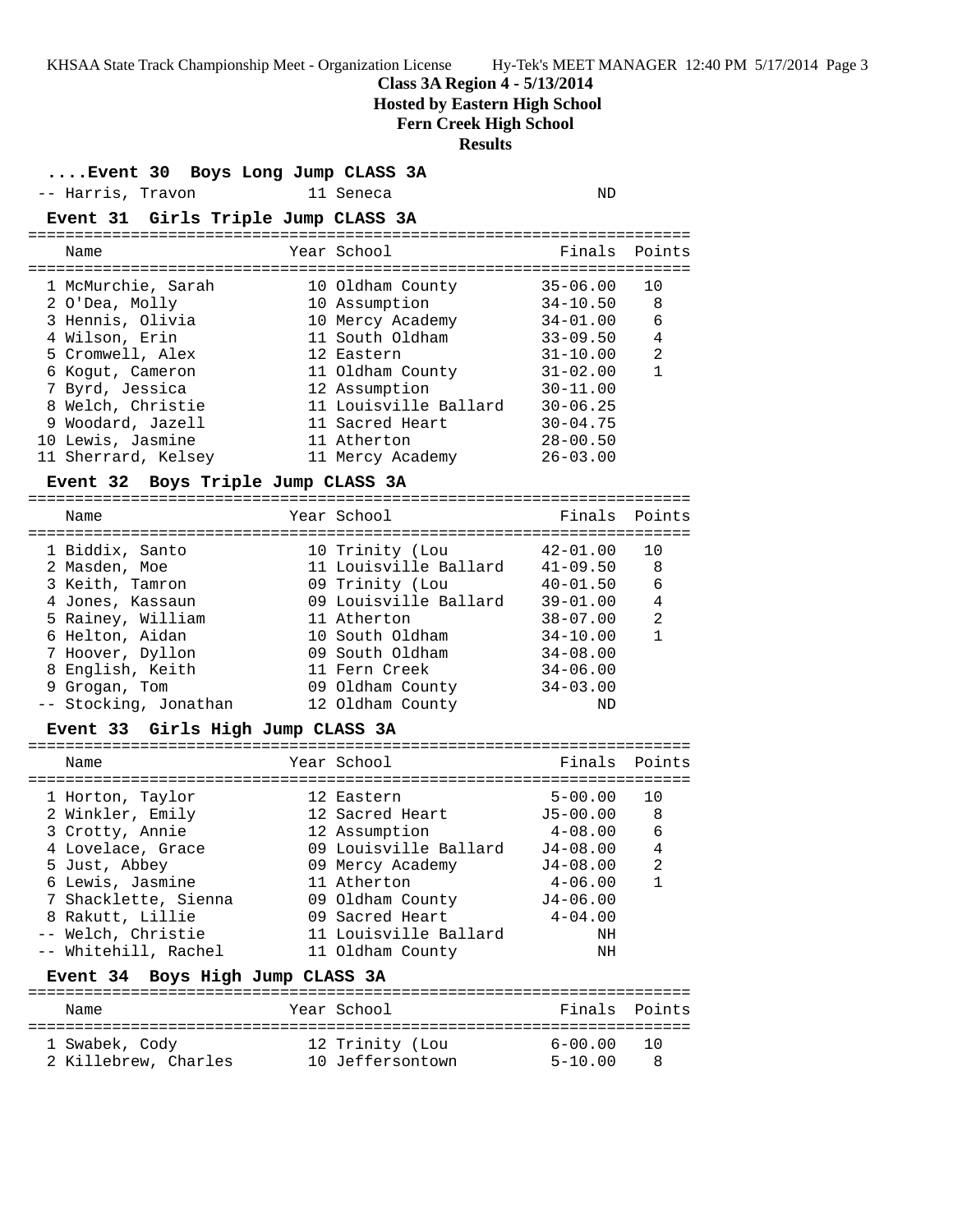**Class 3A Region 4 - 5/13/2014**
**Hosted by Eastern High School**
**Fern Creek High School**
**Results**

### ....Event 30 Boys Long Jump CLASS 3A

| | Name | Year | School | Finals | Points |
|---|---|---|---|---|---|
| -- | Harris, Travon | 11 | Seneca | ND | |

### Event 31 Girls Triple Jump CLASS 3A

| | Name | Year | School | Finals | Points |
|---|---|---|---|---|---|
| 1 | McMurchie, Sarah | 10 | Oldham County | 35-06.00 | 10 |
| 2 | O'Dea, Molly | 10 | Assumption | 34-10.50 | 8 |
| 3 | Hennis, Olivia | 10 | Mercy Academy | 34-01.00 | 6 |
| 4 | Wilson, Erin | 11 | South Oldham | 33-09.50 | 4 |
| 5 | Cromwell, Alex | 12 | Eastern | 31-10.00 | 2 |
| 6 | Kogut, Cameron | 11 | Oldham County | 31-02.00 | 1 |
| 7 | Byrd, Jessica | 12 | Assumption | 30-11.00 | |
| 8 | Welch, Christie | 11 | Louisville Ballard | 30-06.25 | |
| 9 | Woodard, Jazell | 11 | Sacred Heart | 30-04.75 | |
| 10 | Lewis, Jasmine | 11 | Atherton | 28-00.50 | |
| 11 | Sherrard, Kelsey | 11 | Mercy Academy | 26-03.00 | |

### Event 32 Boys Triple Jump CLASS 3A

| | Name | Year | School | Finals | Points |
|---|---|---|---|---|---|
| 1 | Biddix, Santo | 10 | Trinity (Lou | 42-01.00 | 10 |
| 2 | Masden, Moe | 11 | Louisville Ballard | 41-09.50 | 8 |
| 3 | Keith, Tamron | 09 | Trinity (Lou | 40-01.50 | 6 |
| 4 | Jones, Kassaun | 09 | Louisville Ballard | 39-01.00 | 4 |
| 5 | Rainey, William | 11 | Atherton | 38-07.00 | 2 |
| 6 | Helton, Aidan | 10 | South Oldham | 34-10.00 | 1 |
| 7 | Hoover, Dyllon | 09 | South Oldham | 34-08.00 | |
| 8 | English, Keith | 11 | Fern Creek | 34-06.00 | |
| 9 | Grogan, Tom | 09 | Oldham County | 34-03.00 | |
| -- | Stocking, Jonathan | 12 | Oldham County | ND | |

### Event 33 Girls High Jump CLASS 3A

| | Name | Year | School | Finals | Points |
|---|---|---|---|---|---|
| 1 | Horton, Taylor | 12 | Eastern | 5-00.00 | 10 |
| 2 | Winkler, Emily | 12 | Sacred Heart | J5-00.00 | 8 |
| 3 | Crotty, Annie | 12 | Assumption | 4-08.00 | 6 |
| 4 | Lovelace, Grace | 09 | Louisville Ballard | J4-08.00 | 4 |
| 5 | Just, Abbey | 09 | Mercy Academy | J4-08.00 | 2 |
| 6 | Lewis, Jasmine | 11 | Atherton | 4-06.00 | 1 |
| 7 | Shacklette, Sienna | 09 | Oldham County | J4-06.00 | |
| 8 | Rakutt, Lillie | 09 | Sacred Heart | 4-04.00 | |
| -- | Welch, Christie | 11 | Louisville Ballard | NH | |
| -- | Whitehill, Rachel | 11 | Oldham County | NH | |

### Event 34 Boys High Jump CLASS 3A

| | Name | Year | School | Finals | Points |
|---|---|---|---|---|---|
| 1 | Swabek, Cody | 12 | Trinity (Lou | 6-00.00 | 10 |
| 2 | Killebrew, Charles | 10 | Jeffersontown | 5-10.00 | 8 |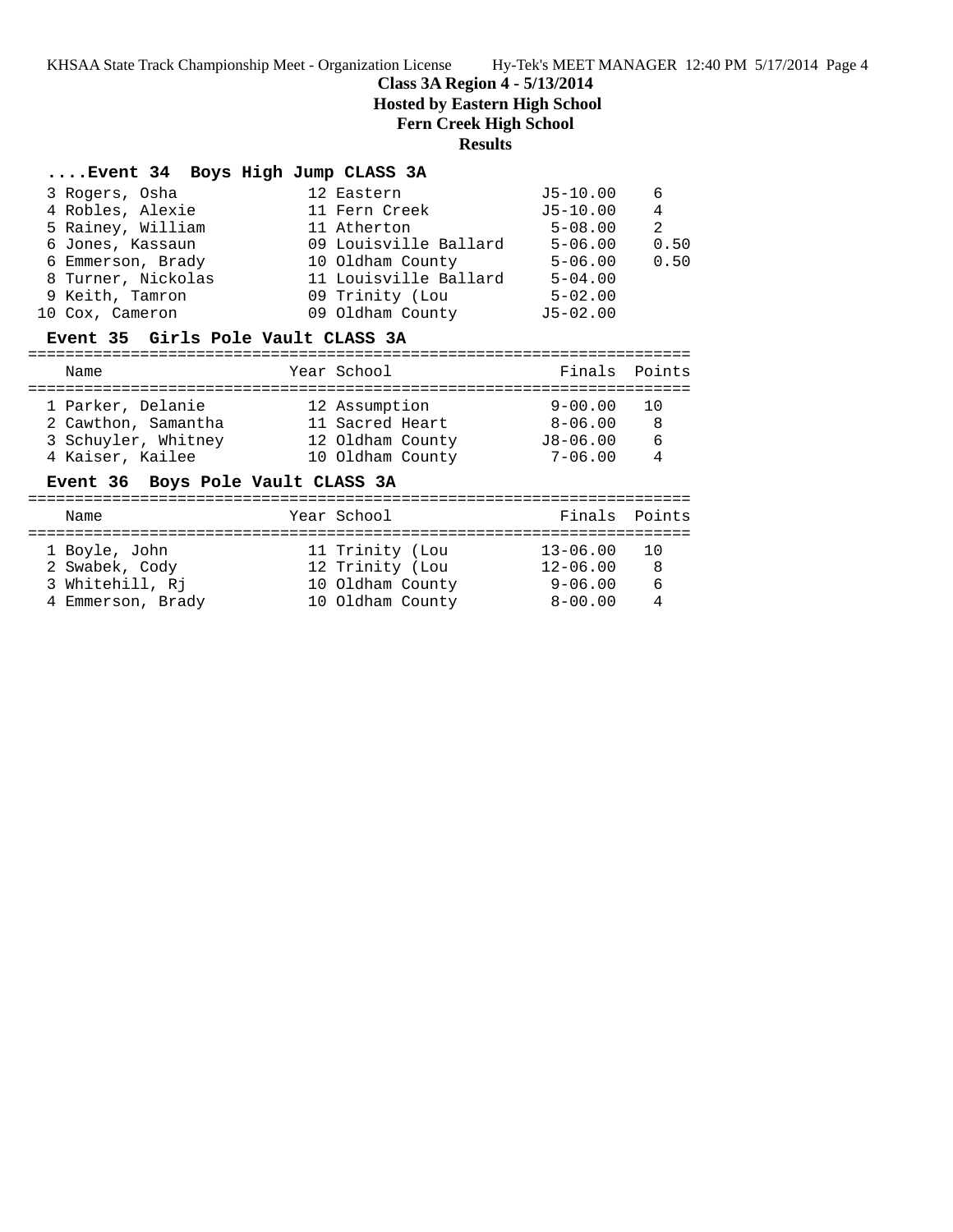**Class 3A Region 4 - 5/13/2014**
**Hosted by Eastern High School**
**Fern Creek High School**
**Results**

### ....Event 34 Boys High Jump CLASS 3A

| | | | | | |
|---|---|---|---|---|---|
| 3 | Rogers, Osha | 12 | Eastern | J5-10.00 | 6 |
| 4 | Robles, Alexie | 11 | Fern Creek | J5-10.00 | 4 |
| 5 | Rainey, William | 11 | Atherton | 5-08.00 | 2 |
| 6 | Jones, Kassaun | 09 | Louisville Ballard | 5-06.00 | 0.50 |
| 6 | Emmerson, Brady | 10 | Oldham County | 5-06.00 | 0.50 |
| 8 | Turner, Nickolas | 11 | Louisville Ballard | 5-04.00 | |
| 9 | Keith, Tamron | 09 | Trinity (Lou | 5-02.00 | |
| 10 | Cox, Cameron | 09 | Oldham County | J5-02.00 | |

### Event 35 Girls Pole Vault CLASS 3A

| | Name | Year | School | Finals | Points |
|---|---|---|---|---|---|
| 1 | Parker, Delanie | 12 | Assumption | 9-00.00 | 10 |
| 2 | Cawthon, Samantha | 11 | Sacred Heart | 8-06.00 | 8 |
| 3 | Schuyler, Whitney | 12 | Oldham County | J8-06.00 | 6 |
| 4 | Kaiser, Kailee | 10 | Oldham County | 7-06.00 | 4 |

### Event 36 Boys Pole Vault CLASS 3A

| | Name | Year | School | Finals | Points |
|---|---|---|---|---|---|
| 1 | Boyle, John | 11 | Trinity (Lou | 13-06.00 | 10 |
| 2 | Swabek, Cody | 12 | Trinity (Lou | 12-06.00 | 8 |
| 3 | Whitehill, Rj | 10 | Oldham County | 9-06.00 | 6 |
| 4 | Emmerson, Brady | 10 | Oldham County | 8-00.00 | 4 |